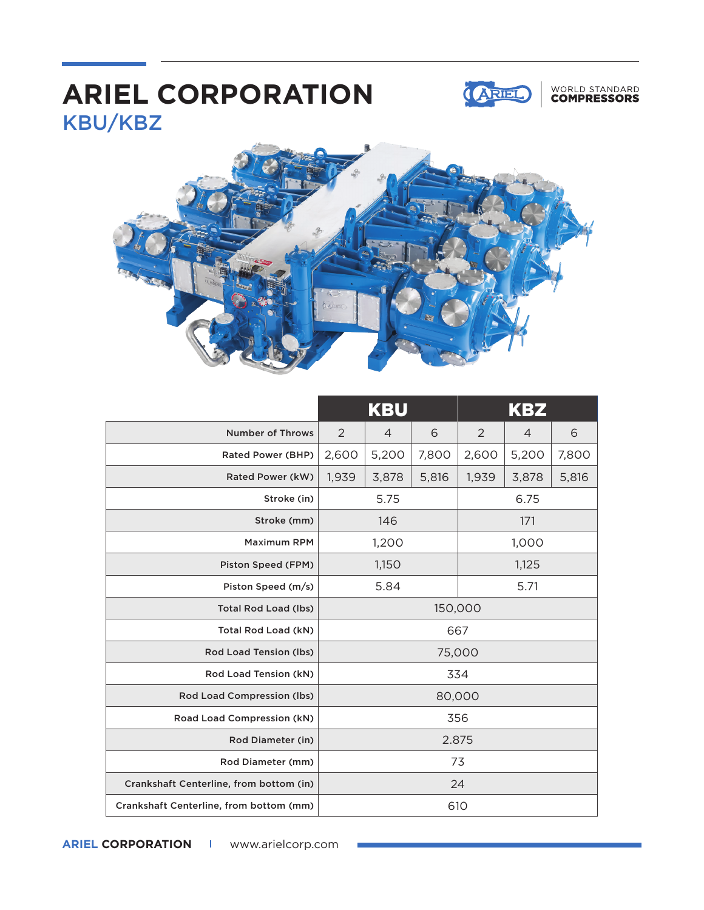# ARIEL CORPORATION

## KBU/KBZ

WORLD STANDARD **COMPRESSORS**

| | KBU | | | KBZ | | |
|---|---|---|---|---|---|---|
| Number of Throws | 2 | 4 | 6 | 2 | 4 | 6 |
| Rated Power (BHP) | 2,600 | 5,200 | 7,800 | 2,600 | 5,200 | 7,800 |
| Rated Power (kW) | 1,939 | 3,878 | 5,816 | 1,939 | 3,878 | 5,816 |
| Stroke (in) | 5.75 | | | 6.75 | | |
| Stroke (mm) | 146 | | | 171 | | |
| Maximum RPM | 1,200 | | | 1,000 | | |
| Piston Speed (FPM) | 1,150 | | | 1,125 | | |
| Piston Speed (m/s) | 5.84 | | | 5.71 | | |
| Total Rod Load (lbs) | 150,000 | | | | | |
| Total Rod Load (kN) | 667 | | | | | |
| Rod Load Tension (lbs) | 75,000 | | | | | |
| Rod Load Tension (kN) | 334 | | | | | |
| Rod Load Compression (lbs) | 80,000 | | | | | |
| Road Load Compression (kN) | 356 | | | | | |
| Rod Diameter (in) | 2.875 | | | | | |
| Rod Diameter (mm) | 73 | | | | | |
| Crankshaft Centerline, from bottom (in) | 24 | | | | | |
| Crankshaft Centerline, from bottom (mm) | 610 | | | | | |

**ARIEL CORPORATION** | www.arielcorp.com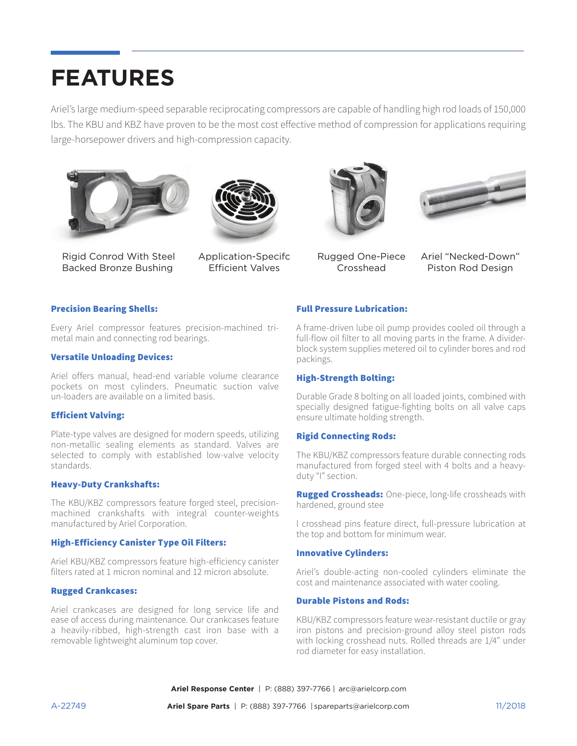# FEATURES

Ariel's large medium-speed separable reciprocating compressors are capable of handling high rod loads of 150,000 lbs. The KBU and KBZ have proven to be the most cost effective method of compression for applications requiring large-horsepower drivers and high-compression capacity.

Rigid Conrod With Steel Backed Bronze Bushing

Application-Specifc Efficient Valves

Rugged One-Piece Crosshead

Ariel "Necked-Down" Piston Rod Design

**Precision Bearing Shells:**

Every Ariel compressor features precision-machined tri-metal main and connecting rod bearings.

**Versatile Unloading Devices:**

Ariel offers manual, head-end variable volume clearance pockets on most cylinders. Pneumatic suction valve un-loaders are available on a limited basis.

**Efficient Valving:**

Plate-type valves are designed for modern speeds, utilizing non-metallic sealing elements as standard. Valves are selected to comply with established low-valve velocity standards.

**Heavy-Duty Crankshafts:**

The KBU/KBZ compressors feature forged steel, precision-machined crankshafts with integral counter-weights manufactured by Ariel Corporation.

**High-Efficiency Canister Type Oil Filters:**

Ariel KBU/KBZ compressors feature high-efficiency canister filters rated at 1 micron nominal and 12 micron absolute.

**Rugged Crankcases:**

Ariel crankcases are designed for long service life and ease of access during maintenance. Our crankcases feature a heavily-ribbed, high-strength cast iron base with a removable lightweight aluminum top cover.

**Full Pressure Lubrication:**

A frame-driven lube oil pump provides cooled oil through a full-flow oil filter to all moving parts in the frame. A divider-block system supplies metered oil to cylinder bores and rod packings.

**High-Strength Bolting:**

Durable Grade 8 bolting on all loaded joints, combined with specially designed fatigue-fighting bolts on all valve caps ensure ultimate holding strength.

**Rigid Connecting Rods:**

The KBU/KBZ compressors feature durable connecting rods manufactured from forged steel with 4 bolts and a heavy-duty "I" section.

**Rugged Crossheads:** One-piece, long-life crossheads with hardened, ground stee

l crosshead pins feature direct, full-pressure lubrication at the top and bottom for minimum wear.

**Innovative Cylinders:**

Ariel's double-acting non-cooled cylinders eliminate the cost and maintenance associated with water cooling.

**Durable Pistons and Rods:**

KBU/KBZ compressors feature wear-resistant ductile or gray iron pistons and precision-ground alloy steel piston rods with locking crosshead nuts. Rolled threads are 1/4" under rod diameter for easy installation.

**Ariel Response Center** | P: (888) 397-7766 | arc@arielcorp.com

A-22749 **Ariel Spare Parts** | P: (888) 397-7766 | spareparts@arielcorp.com 11/2018